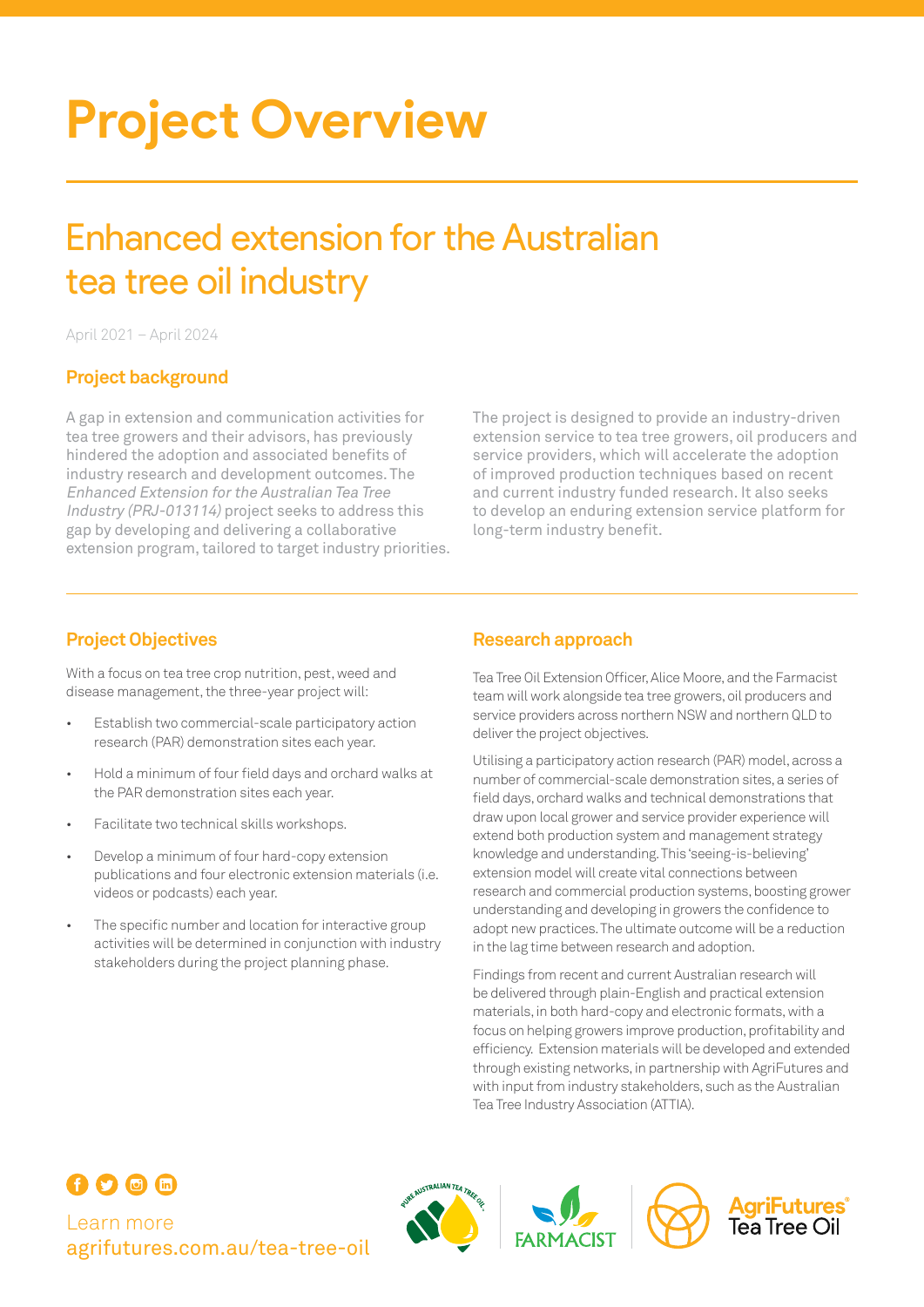# Project Overview

## Enhanced extension for the Australian tea tree oil industry

April 2021 – April 2024

### Project background

A gap in extension and communication activities for tea tree growers and their advisors, has previously hindered the adoption and associated benefits of industry research and development outcomes. The *Enhanced Extension for the Australian Tea Tree Industry (PRJ-013114)* project seeks to address this gap by developing and delivering a collaborative extension program, tailored to target industry priorities.

The project is designed to provide an industry-driven extension service to tea tree growers, oil producers and service providers, which will accelerate the adoption of improved production techniques based on recent and current industry funded research. It also seeks to develop an enduring extension service platform for long-term industry benefit.

### Project Objectives

With a focus on tea tree crop nutrition, pest, weed and disease management, the three-year project will:

- Establish two commercial-scale participatory action research (PAR) demonstration sites each year.
- Hold a minimum of four field days and orchard walks at the PAR demonstration sites each year.
- Facilitate two technical skills workshops.
- Develop a minimum of four hard-copy extension publications and four electronic extension materials (i.e. videos or podcasts) each year.
- The specific number and location for interactive group activities will be determined in conjunction with industry stakeholders during the project planning phase.

### Research approach

Tea Tree Oil Extension Officer, Alice Moore, and the Farmacist team will work alongside tea tree growers, oil producers and service providers across northern NSW and northern QLD to deliver the project objectives.

Utilising a participatory action research (PAR) model, across a number of commercial-scale demonstration sites, a series of field days, orchard walks and technical demonstrations that draw upon local grower and service provider experience will extend both production system and management strategy knowledge and understanding. This 'seeing-is-believing' extension model will create vital connections between research and commercial production systems, boosting grower understanding and developing in growers the confidence to adopt new practices. The ultimate outcome will be a reduction in the lag time between research and adoption.

Findings from recent and current Australian research will be delivered through plain-English and practical extension materials, in both hard-copy and electronic formats, with a focus on helping growers improve production, profitability and efficiency. Extension materials will be developed and extended through existing networks, in partnership with AgriFutures and with input from industry stakeholders, such as the Australian Tea Tree Industry Association (ATTIA).

Learn more
agrifutures.com.au/tea-tree-oil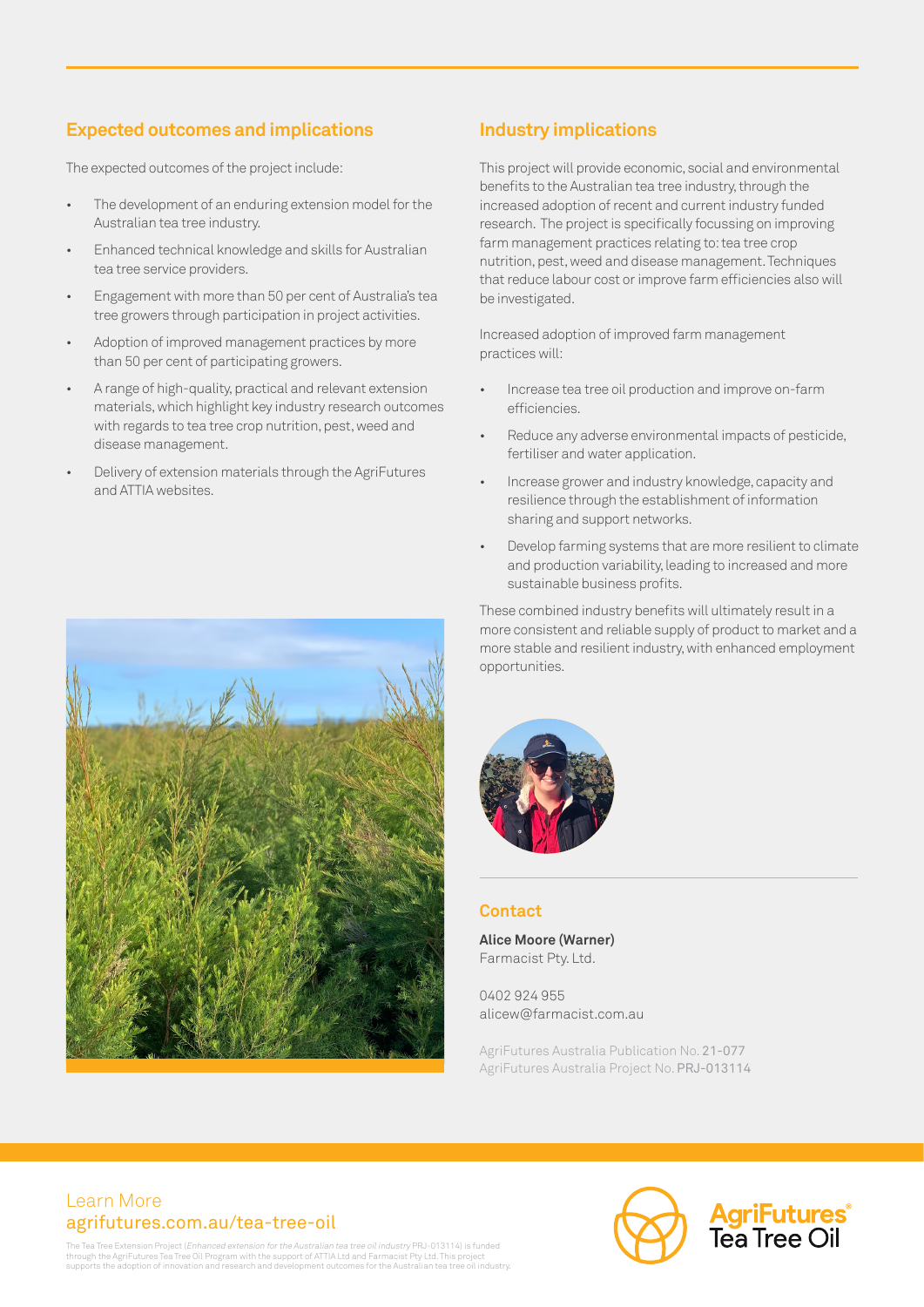## Expected outcomes and implications

The expected outcomes of the project include:

- The development of an enduring extension model for the Australian tea tree industry.
- Enhanced technical knowledge and skills for Australian tea tree service providers.
- Engagement with more than 50 per cent of Australia's tea tree growers through participation in project activities.
- Adoption of improved management practices by more than 50 per cent of participating growers.
- A range of high-quality, practical and relevant extension materials, which highlight key industry research outcomes with regards to tea tree crop nutrition, pest, weed and disease management.
- Delivery of extension materials through the AgriFutures and ATTIA websites.

## Industry implications

This project will provide economic, social and environmental benefits to the Australian tea tree industry, through the increased adoption of recent and current industry funded research. The project is specifically focussing on improving farm management practices relating to: tea tree crop nutrition, pest, weed and disease management. Techniques that reduce labour cost or improve farm efficiencies also will be investigated.

Increased adoption of improved farm management practices will:

- Increase tea tree oil production and improve on-farm efficiencies.
- Reduce any adverse environmental impacts of pesticide, fertiliser and water application.
- Increase grower and industry knowledge, capacity and resilience through the establishment of information sharing and support networks.
- Develop farming systems that are more resilient to climate and production variability, leading to increased and more sustainable business profits.

These combined industry benefits will ultimately result in a more consistent and reliable supply of product to market and a more stable and resilient industry, with enhanced employment opportunities.

## Contact

**Alice Moore (Warner)**
Farmacist Pty. Ltd.

0402 924 955
alicew@farmacist.com.au

AgriFutures Australia Publication No. 21-077
AgriFutures Australia Project No. PRJ-013114

Learn More
agrifutures.com.au/tea-tree-oil

The Tea Tree Extension Project (*Enhanced extension for the Australian tea tree oil industry* PRJ-013114) is funded through the AgriFutures Tea Tree Oil Program with the support of ATTIA Ltd and Farmacist Pty Ltd. This project supports the adoption of innovation and research and development outcomes for the Australian tea tree oil industry.

AgriFutures® Tea Tree Oil